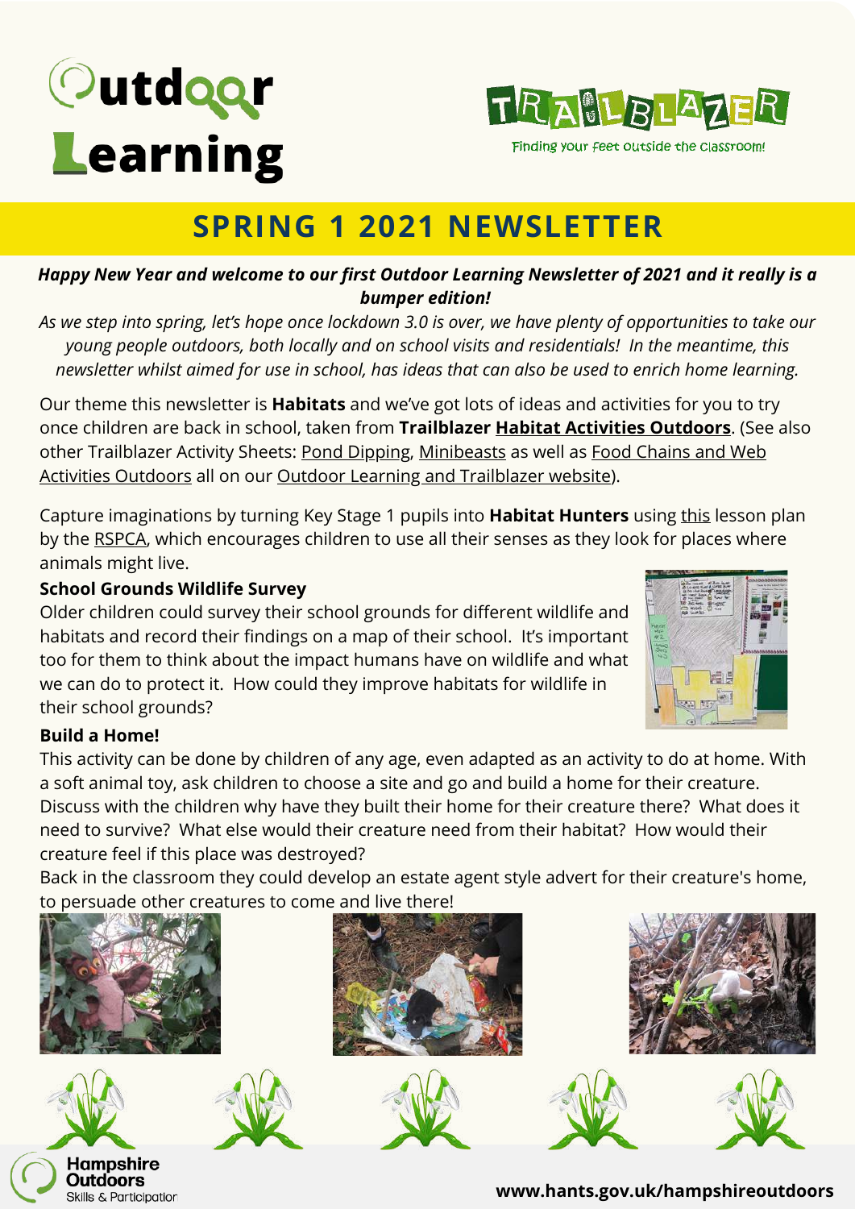# Outdoor Learning

TRAILBLAZER

Finding your feet outside the classroom!

## SPRING 1 2021 NEWSLETTER

***Happy New Year and welcome to our first Outdoor Learning Newsletter of 2021 and it really is a bumper edition!***

*As we step into spring, let's hope once lockdown 3.0 is over, we have plenty of opportunities to take our young people outdoors, both locally and on school visits and residentials! In the meantime, this newsletter whilst aimed for use in school, has ideas that can also be used to enrich home learning.*

Our theme this newsletter is **Habitats** and we've got lots of ideas and activities for you to try once children are back in school, taken from **Trailblazer Habitat Activities Outdoors**. (See also other Trailblazer Activity Sheets: Pond Dipping, Minibeasts as well as Food Chains and Web Activities Outdoors all on our Outdoor Learning and Trailblazer website).

Capture imaginations by turning Key Stage 1 pupils into **Habitat Hunters** using this lesson plan by the RSPCA, which encourages children to use all their senses as they look for places where animals might live.

### School Grounds Wildlife Survey

Older children could survey their school grounds for different wildlife and habitats and record their findings on a map of their school. It's important too for them to think about the impact humans have on wildlife and what we can do to protect it. How could they improve habitats for wildlife in their school grounds?

### Build a Home!

This activity can be done by children of any age, even adapted as an activity to do at home. With a soft animal toy, ask children to choose a site and go and build a home for their creature. Discuss with the children why have they built their home for their creature there? What does it need to survive? What else would their creature need from their habitat? How would their creature feel if this place was destroyed?

Back in the classroom they could develop an estate agent style advert for their creature's home, to persuade other creatures to come and live there!

Hampshire Outdoors Skills & Participation

www.hants.gov.uk/hampshireoutdoors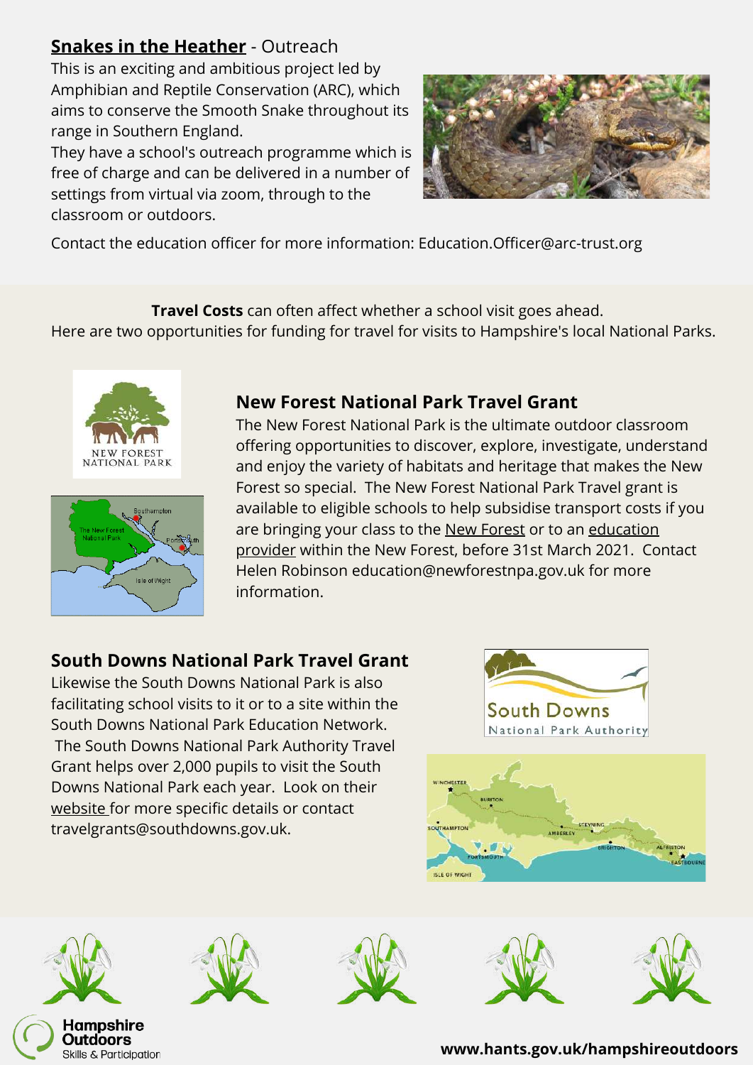**Snakes in the Heather** - Outreach

This is an exciting and ambitious project led by Amphibian and Reptile Conservation (ARC), which aims to conserve the Smooth Snake throughout its range in Southern England.

They have a school's outreach programme which is free of charge and can be delivered in a number of settings from virtual via zoom, through to the classroom or outdoors.

Contact the education officer for more information: Education.Officer@arc-trust.org

**Travel Costs** can often affect whether a school visit goes ahead.
Here are two opportunities for funding for travel for visits to Hampshire's local National Parks.

### New Forest National Park Travel Grant

The New Forest National Park is the ultimate outdoor classroom offering opportunities to discover, explore, investigate, understand and enjoy the variety of habitats and heritage that makes the New Forest so special. The New Forest National Park Travel grant is available to eligible schools to help subsidise transport costs if you are bringing your class to the New Forest or to an education provider within the New Forest, before 31st March 2021. Contact Helen Robinson education@newforestnpa.gov.uk for more information.

### South Downs National Park Travel Grant

Likewise the South Downs National Park is also facilitating school visits to it or to a site within the South Downs National Park Education Network. The South Downs National Park Authority Travel Grant helps over 2,000 pupils to visit the South Downs National Park each year. Look on their website for more specific details or contact travelgrants@southdowns.gov.uk.

**www.hants.gov.uk/hampshireoutdoors**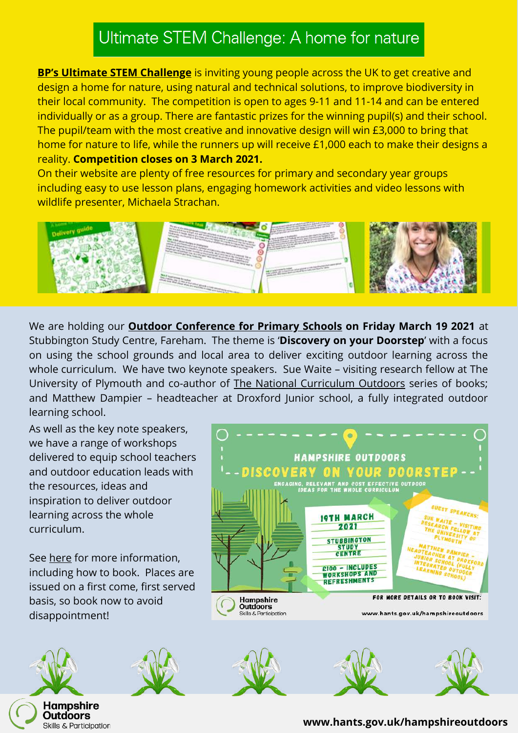## Ultimate STEM Challenge: A home for nature

**BP's Ultimate STEM Challenge** is inviting young people across the UK to get creative and design a home for nature, using natural and technical solutions, to improve biodiversity in their local community. The competition is open to ages 9-11 and 11-14 and can be entered individually or as a group. There are fantastic prizes for the winning pupil(s) and their school. The pupil/team with the most creative and innovative design will win £3,000 to bring that home for nature to life, while the runners up will receive £1,000 each to make their designs a reality. **Competition closes on 3 March 2021.**

On their website are plenty of free resources for primary and secondary year groups including easy to use lesson plans, engaging homework activities and video lessons with wildlife presenter, Michaela Strachan.

We are holding our **Outdoor Conference for Primary Schools on Friday March 19 2021** at Stubbington Study Centre, Fareham. The theme is '**Discovery on your Doorstep**' with a focus on using the school grounds and local area to deliver exciting outdoor learning across the whole curriculum. We have two keynote speakers. Sue Waite – visiting research fellow at The University of Plymouth and co-author of The National Curriculum Outdoors series of books; and Matthew Dampier – headteacher at Droxford Junior school, a fully integrated outdoor learning school.

As well as the key note speakers, we have a range of workshops delivered to equip school teachers and outdoor education leads with the resources, ideas and inspiration to deliver outdoor learning across the whole curriculum.

See here for more information, including how to book. Places are issued on a first come, first served basis, so book now to avoid disappointment!

**HAMPSHIRE OUTDOORS**

**DISCOVERY ON YOUR DOORSTEP**

ENGAGING, RELEVANT AND COST EFFECTIVE OUTDOOR IDEAS FOR THE WHOLE CURRICULUM

19TH MARCH 2021

STUBBINGTON STUDY CENTRE

£100 – INCLUDES WORKSHOPS AND REFRESHMENTS

GUEST SPEAKERS:

SUE WAITE – VISITING RESEARCH FELLOW AT THE UNIVERSITY OF PLYMOUTH

MATTHEW DAMPIER – HEADTEACHER AT DROXFORD JUNIOR SCHOOL (FULLY INTEGRATED OUTDOOR LEARNING SCHOOL)

FOR MORE DETAILS OR TO BOOK VISIT: www.hants.gov.uk/hampshireoutdoors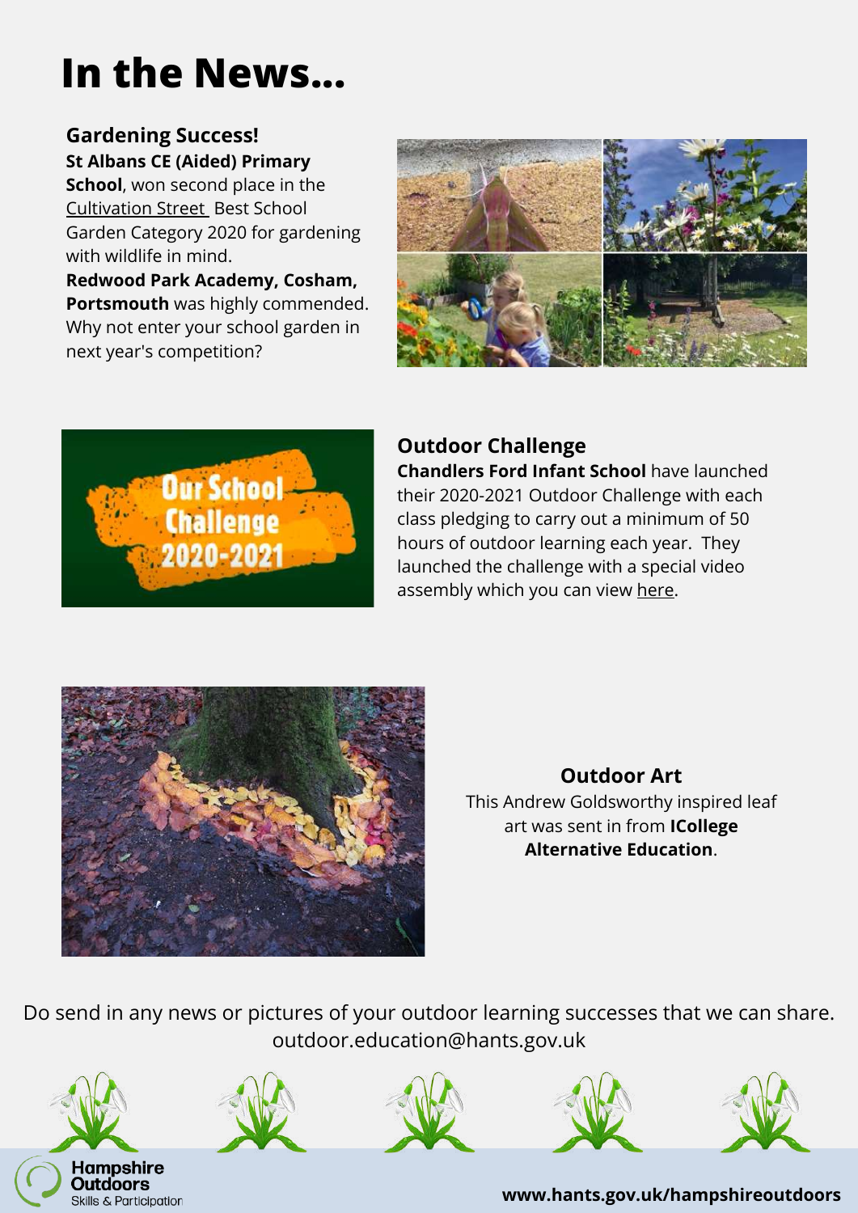# In the News...

### Gardening Success!

**St Albans CE (Aided) Primary School**, won second place in the Cultivation Street Best School Garden Category 2020 for gardening with wildlife in mind.
**Redwood Park Academy, Cosham, Portsmouth** was highly commended. Why not enter your school garden in next year's competition?

### Outdoor Challenge

**Chandlers Ford Infant School** have launched their 2020-2021 Outdoor Challenge with each class pledging to carry out a minimum of 50 hours of outdoor learning each year. They launched the challenge with a special video assembly which you can view here.

### Outdoor Art

This Andrew Goldsworthy inspired leaf art was sent in from **ICollege Alternative Education**.

Do send in any news or pictures of your outdoor learning successes that we can share.
outdoor.education@hants.gov.uk

Hampshire Outdoors
Skills & Participation

**www.hants.gov.uk/hampshireoutdoors**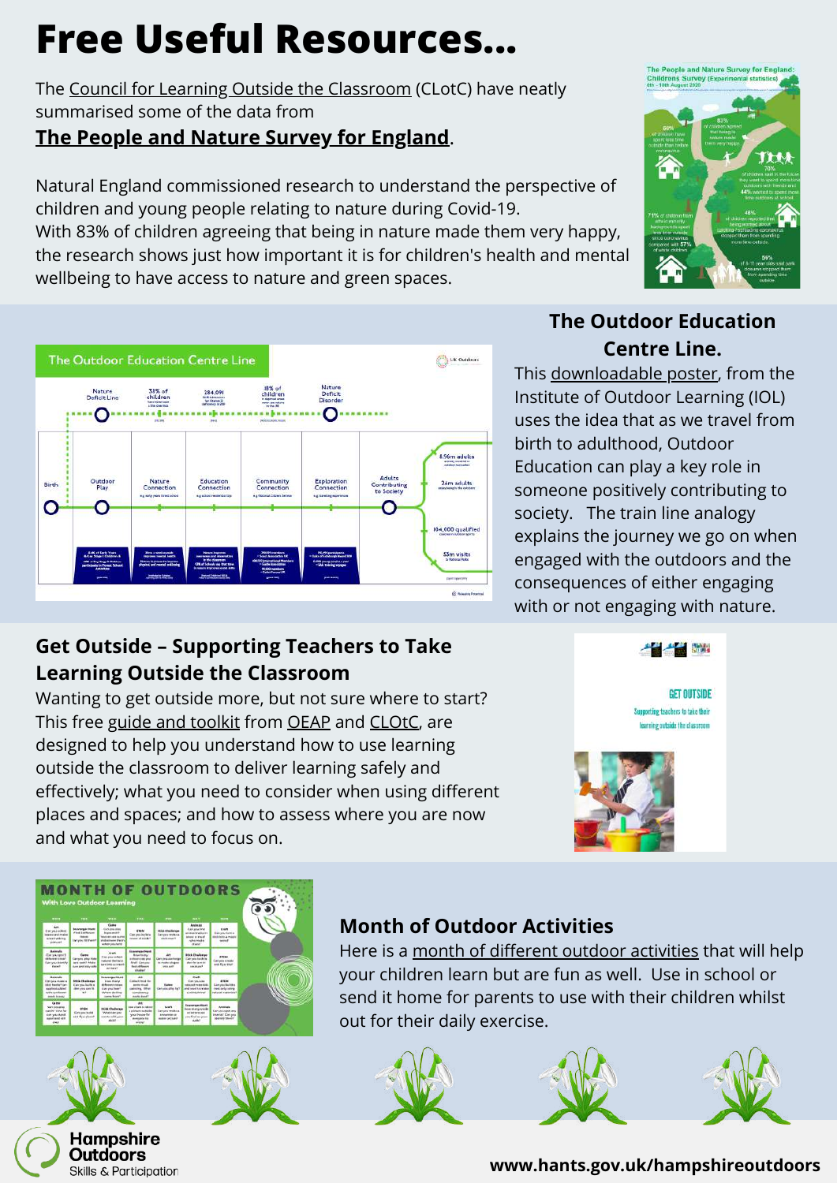# Free Useful Resources...

The Council for Learning Outside the Classroom (CLotC) have neatly summarised some of the data from **The People and Nature Survey for England**.

Natural England commissioned research to understand the perspective of children and young people relating to nature during Covid-19. With 83% of children agreeing that being in nature made them very happy, the research shows just how important it is for children's health and mental wellbeing to have access to nature and green spaces.

## The Outdoor Education Centre Line.

This downloadable poster, from the Institute of Outdoor Learning (IOL) uses the idea that as we travel from birth to adulthood, Outdoor Education can play a key role in someone positively contributing to society. The train line analogy explains the journey we go on when engaged with the outdoors and the consequences of either engaging with or not engaging with nature.

## Get Outside – Supporting Teachers to Take Learning Outside the Classroom

Wanting to get outside more, but not sure where to start? This free guide and toolkit from OEAP and CLOtC, are designed to help you understand how to use learning outside the classroom to deliver learning safely and effectively; what you need to consider when using different places and spaces; and how to assess where you are now and what you need to focus on.

## Month of Outdoor Activities

Here is a month of different outdoor activities that will help your children learn but are fun as well. Use in school or send it home for parents to use with their children whilst out for their daily exercise.

Hampshire Outdoors Skills & Participation

www.hants.gov.uk/hampshireoutdoors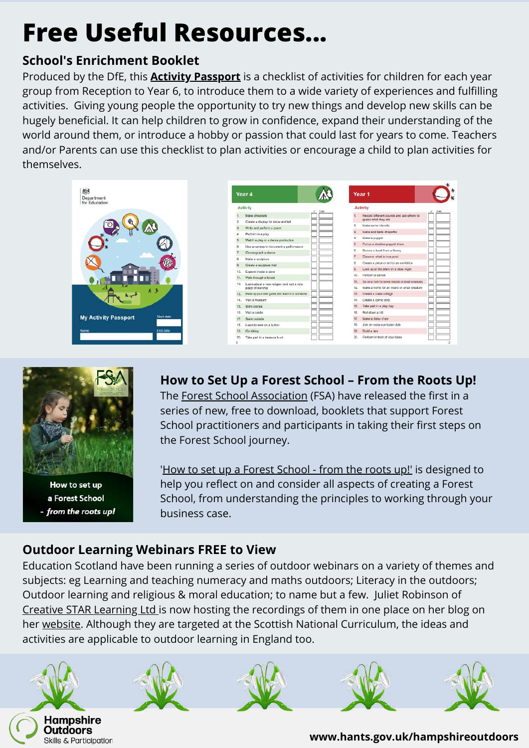# Free Useful Resources...

## School's Enrichment Booklet

Produced by the DfE, this **Activity Passport** is a checklist of activities for children for each year group from Reception to Year 6, to introduce them to a wide variety of experiences and fulfilling activities. Giving young people the opportunity to try new things and develop new skills can be hugely beneficial. It can help children to grow in confidence, expand their understanding of the world around them, or introduce a hobby or passion that could last for years to come. Teachers and/or Parents can use this checklist to plan activities or encourage a child to plan activities for themselves.

## How to Set Up a Forest School – From the Roots Up!

The Forest School Association (FSA) have released the first in a series of new, free to download, booklets that support Forest School practitioners and participants in taking their first steps on the Forest School journey.

'How to set up a Forest School - from the roots up!' is designed to help you reflect on and consider all aspects of creating a Forest School, from understanding the principles to working through your business case.

## Outdoor Learning Webinars FREE to View

Education Scotland have been running a series of outdoor webinars on a variety of themes and subjects: eg Learning and teaching numeracy and maths outdoors; Literacy in the outdoors; Outdoor learning and religious & moral education; to name but a few. Juliet Robinson of Creative STAR Learning Ltd is now hosting the recordings of them in one place on her blog on her website. Although they are targeted at the Scottish National Curriculum, the ideas and activities are applicable to outdoor learning in England too.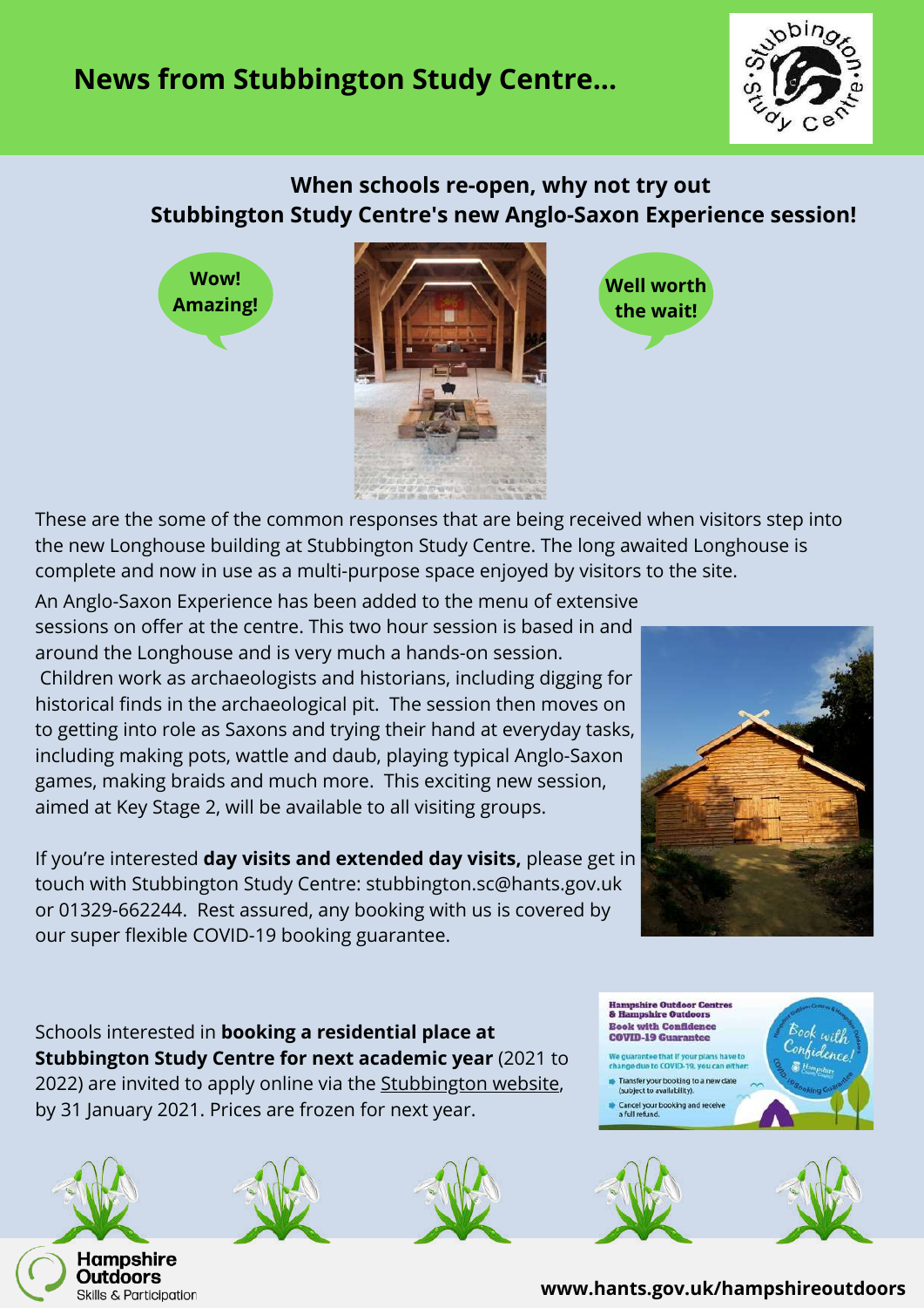# News from Stubbington Study Centre...

## When schools re-open, why not try out Stubbington Study Centre's new Anglo-Saxon Experience session!

Wow! Amazing!

Well worth the wait!

These are the some of the common responses that are being received when visitors step into the new Longhouse building at Stubbington Study Centre. The long awaited Longhouse is complete and now in use as a multi-purpose space enjoyed by visitors to the site.

An Anglo-Saxon Experience has been added to the menu of extensive sessions on offer at the centre. This two hour session is based in and around the Longhouse and is very much a hands-on session. Children work as archaeologists and historians, including digging for historical finds in the archaeological pit. The session then moves on to getting into role as Saxons and trying their hand at everyday tasks, including making pots, wattle and daub, playing typical Anglo-Saxon games, making braids and much more. This exciting new session, aimed at Key Stage 2, will be available to all visiting groups.

If you're interested **day visits and extended day visits,** please get in touch with Stubbington Study Centre: stubbington.sc@hants.gov.uk or 01329-662244. Rest assured, any booking with us is covered by our super flexible COVID-19 booking guarantee.

Schools interested in **booking a residential place at Stubbington Study Centre for next academic year** (2021 to 2022) are invited to apply online via the Stubbington website, by 31 January 2021. Prices are frozen for next year.

**Hampshire Outdoor Centres & Hampshire Outdoors**
**Book with Confidence**
**COVID-19 Guarantee**

We guarantee that if your plans have to change due to COVID-19, you can either:

- Transfer your booking to a new date (subject to availability).
- Cancel your booking and receive a full refund.

www.hants.gov.uk/hampshireoutdoors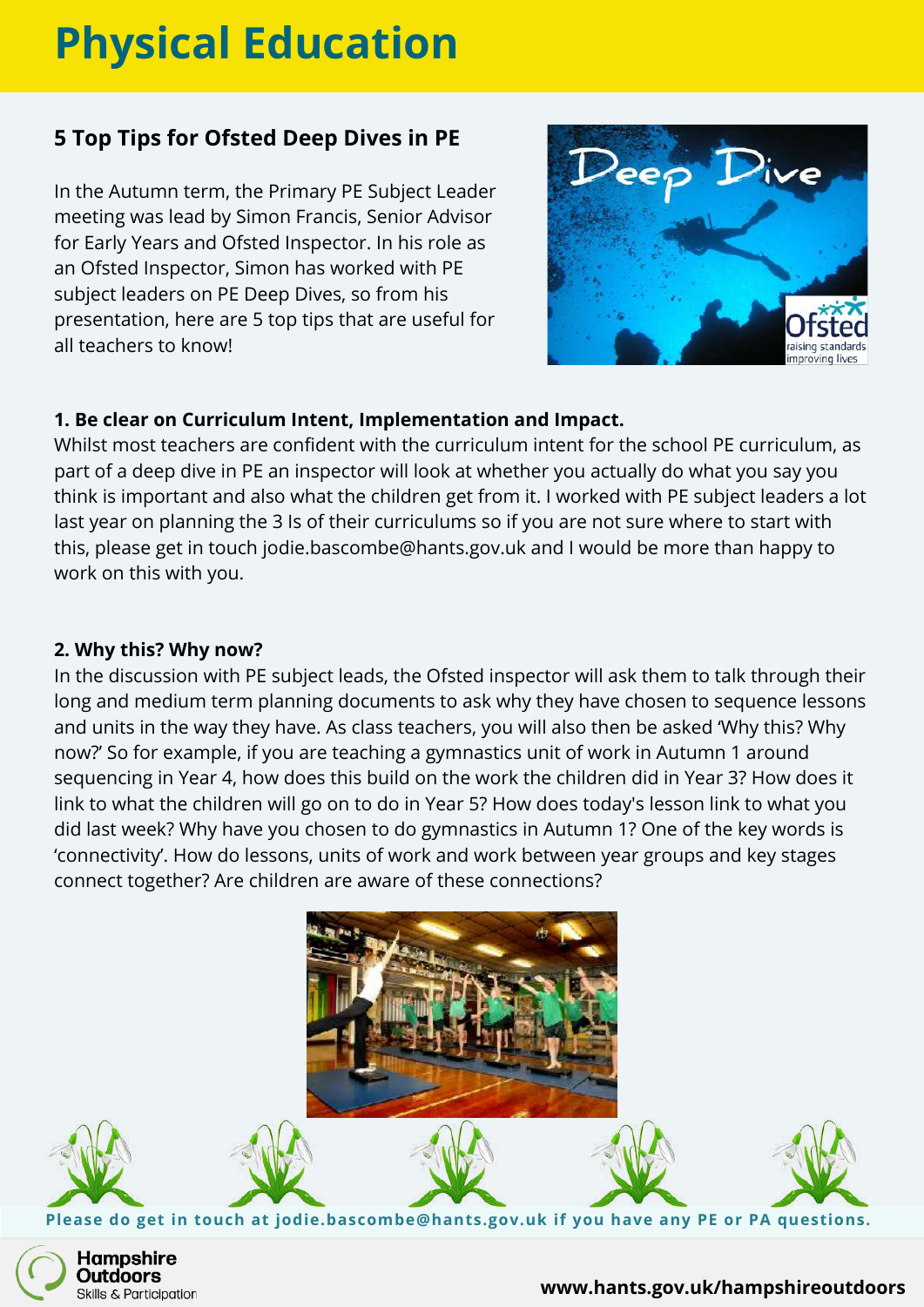# Physical Education

## 5 Top Tips for Ofsted Deep Dives in PE

In the Autumn term, the Primary PE Subject Leader meeting was lead by Simon Francis, Senior Advisor for Early Years and Ofsted Inspector. In his role as an Ofsted Inspector, Simon has worked with PE subject leaders on PE Deep Dives, so from his presentation, here are 5 top tips that are useful for all teachers to know!

**1. Be clear on Curriculum Intent, Implementation and Impact.**

Whilst most teachers are confident with the curriculum intent for the school PE curriculum, as part of a deep dive in PE an inspector will look at whether you actually do what you say you think is important and also what the children get from it. I worked with PE subject leaders a lot last year on planning the 3 Is of their curriculums so if you are not sure where to start with this, please get in touch jodie.bascombe@hants.gov.uk and I would be more than happy to work on this with you.

**2. Why this? Why now?**

In the discussion with PE subject leads, the Ofsted inspector will ask them to talk through their long and medium term planning documents to ask why they have chosen to sequence lessons and units in the way they have. As class teachers, you will also then be asked 'Why this? Why now?' So for example, if you are teaching a gymnastics unit of work in Autumn 1 around sequencing in Year 4, how does this build on the work the children did in Year 3? How does it link to what the children will go on to do in Year 5? How does today's lesson link to what you did last week? Why have you chosen to do gymnastics in Autumn 1? One of the key words is 'connectivity'. How do lessons, units of work and work between year groups and key stages connect together? Are children are aware of these connections?

**Please do get in touch at jodie.bascombe@hants.gov.uk if you have any PE or PA questions.**

Hampshire Outdoors
Skills & Participation

www.hants.gov.uk/hampshireoutdoors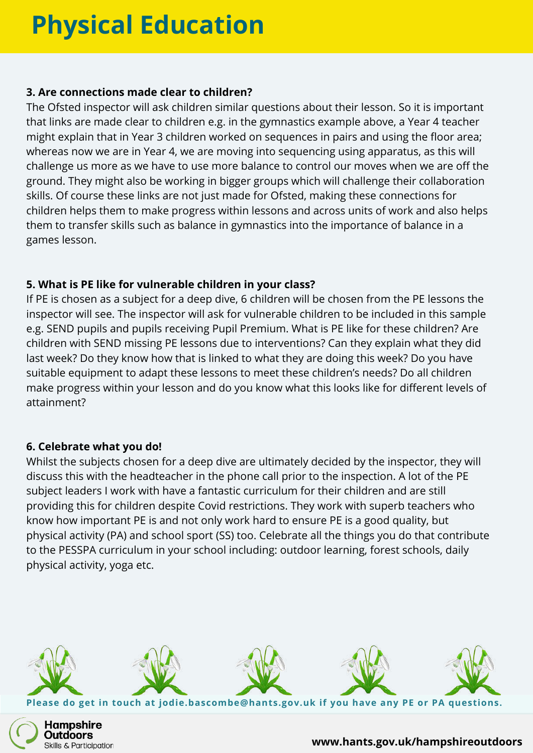# Physical Education

**3. Are connections made clear to children?**

The Ofsted inspector will ask children similar questions about their lesson. So it is important that links are made clear to children e.g. in the gymnastics example above, a Year 4 teacher might explain that in Year 3 children worked on sequences in pairs and using the floor area; whereas now we are in Year 4, we are moving into sequencing using apparatus, as this will challenge us more as we have to use more balance to control our moves when we are off the ground. They might also be working in bigger groups which will challenge their collaboration skills. Of course these links are not just made for Ofsted, making these connections for children helps them to make progress within lessons and across units of work and also helps them to transfer skills such as balance in gymnastics into the importance of balance in a games lesson.

**5. What is PE like for vulnerable children in your class?**

If PE is chosen as a subject for a deep dive, 6 children will be chosen from the PE lessons the inspector will see. The inspector will ask for vulnerable children to be included in this sample e.g. SEND pupils and pupils receiving Pupil Premium. What is PE like for these children? Are children with SEND missing PE lessons due to interventions? Can they explain what they did last week? Do they know how that is linked to what they are doing this week? Do you have suitable equipment to adapt these lessons to meet these children's needs? Do all children make progress within your lesson and do you know what this looks like for different levels of attainment?

**6. Celebrate what you do!**

Whilst the subjects chosen for a deep dive are ultimately decided by the inspector, they will discuss this with the headteacher in the phone call prior to the inspection. A lot of the PE subject leaders I work with have a fantastic curriculum for their children and are still providing this for children despite Covid restrictions. They work with superb teachers who know how important PE is and not only work hard to ensure PE is a good quality, but physical activity (PA) and school sport (SS) too. Celebrate all the things you do that contribute to the PESSPA curriculum in your school including: outdoor learning, forest schools, daily physical activity, yoga etc.

**Please do get in touch at jodie.bascombe@hants.gov.uk if you have any PE or PA questions.**

Hampshire Outdoors Skills & Participation

**www.hants.gov.uk/hampshireoutdoors**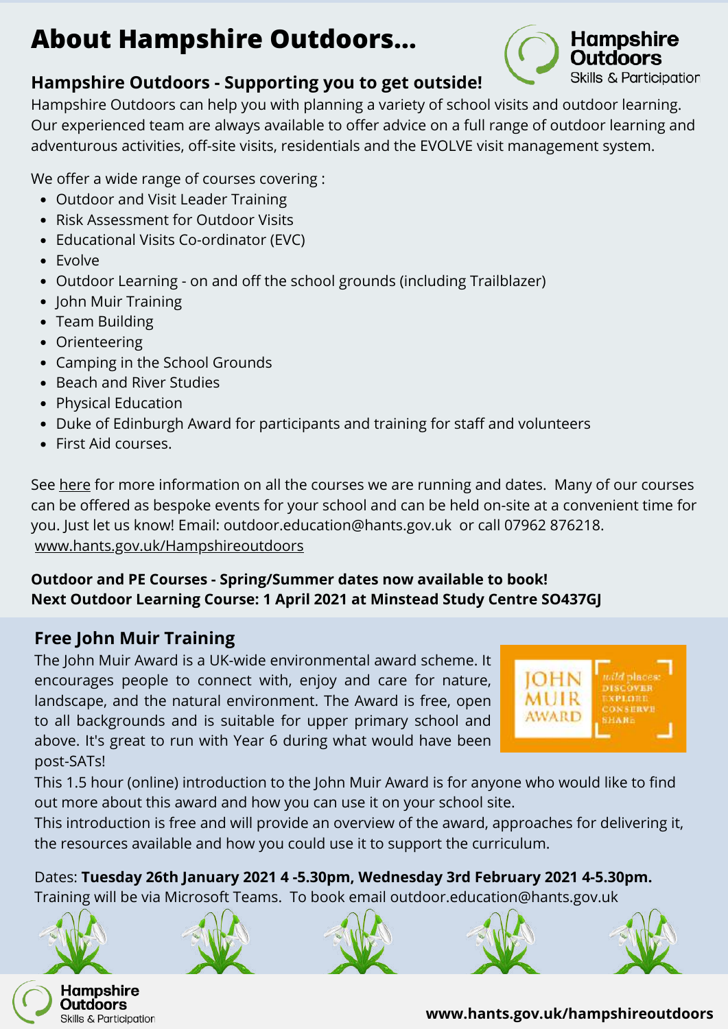# About Hampshire Outdoors...

## Hampshire Outdoors - Supporting you to get outside!

Hampshire Outdoors can help you with planning a variety of school visits and outdoor learning. Our experienced team are always available to offer advice on a full range of outdoor learning and adventurous activities, off-site visits, residentials and the EVOLVE visit management system.

We offer a wide range of courses covering :

- Outdoor and Visit Leader Training
- Risk Assessment for Outdoor Visits
- Educational Visits Co-ordinator (EVC)
- Evolve
- Outdoor Learning - on and off the school grounds (including Trailblazer)
- John Muir Training
- Team Building
- Orienteering
- Camping in the School Grounds
- Beach and River Studies
- Physical Education
- Duke of Edinburgh Award for participants and training for staff and volunteers
- First Aid courses.

See here for more information on all the courses we are running and dates. Many of our courses can be offered as bespoke events for your school and can be held on-site at a convenient time for you. Just let us know! Email: outdoor.education@hants.gov.uk or call 07962 876218.
www.hants.gov.uk/Hampshireoutdoors

**Outdoor and PE Courses - Spring/Summer dates now available to book!**
**Next Outdoor Learning Course: 1 April 2021 at Minstead Study Centre SO437GJ**

## Free John Muir Training

The John Muir Award is a UK-wide environmental award scheme. It encourages people to connect with, enjoy and care for nature, landscape, and the natural environment. The Award is free, open to all backgrounds and is suitable for upper primary school and above. It's great to run with Year 6 during what would have been post-SATs!

This 1.5 hour (online) introduction to the John Muir Award is for anyone who would like to find out more about this award and how you can use it on your school site.

This introduction is free and will provide an overview of the award, approaches for delivering it, the resources available and how you could use it to support the curriculum.

Dates: **Tuesday 26th January 2021 4 -5.30pm, Wednesday 3rd February 2021 4-5.30pm.**
Training will be via Microsoft Teams. To book email outdoor.education@hants.gov.uk

**www.hants.gov.uk/hampshireoutdoors**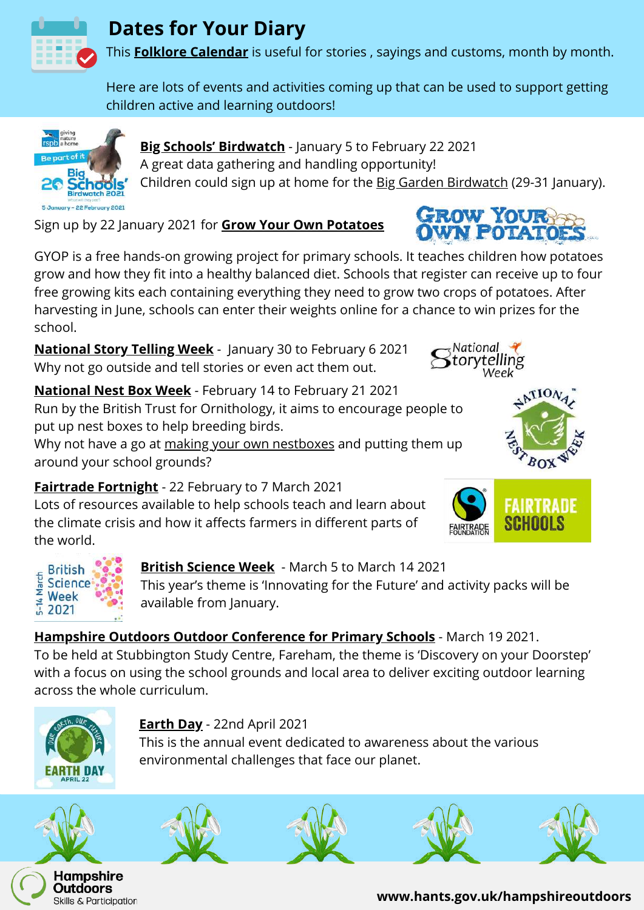# Dates for Your Diary

This **Folklore Calendar** is useful for stories , sayings and customs, month by month.

Here are lots of events and activities coming up that can be used to support getting children active and learning outdoors!

**Big Schools' Birdwatch** - January 5 to February 22 2021
A great data gathering and handling opportunity!
Children could sign up at home for the Big Garden Birdwatch (29-31 January).

Sign up by 22 January 2021 for **Grow Your Own Potatoes**

GYOP is a free hands-on growing project for primary schools. It teaches children how potatoes grow and how they fit into a healthy balanced diet. Schools that register can receive up to four free growing kits each containing everything they need to grow two crops of potatoes. After harvesting in June, schools can enter their weights online for a chance to win prizes for the school.

**National Story Telling Week** - January 30 to February 6 2021
Why not go outside and tell stories or even act them out.

**National Nest Box Week** - February 14 to February 21 2021
Run by the British Trust for Ornithology, it aims to encourage people to put up nest boxes to help breeding birds.
Why not have a go at making your own nestboxes and putting them up around your school grounds?

**Fairtrade Fortnight** - 22 February to 7 March 2021
Lots of resources available to help schools teach and learn about the climate crisis and how it affects farmers in different parts of the world.

**British Science Week** - March 5 to March 14 2021
This year's theme is 'Innovating for the Future' and activity packs will be available from January.

**Hampshire Outdoors Outdoor Conference for Primary Schools** - March 19 2021.
To be held at Stubbington Study Centre, Fareham, the theme is 'Discovery on your Doorstep' with a focus on using the school grounds and local area to deliver exciting outdoor learning across the whole curriculum.

**Earth Day** - 22nd April 2021
This is the annual event dedicated to awareness about the various environmental challenges that face our planet.

Hampshire Outdoors
Skills & Participation

www.hants.gov.uk/hampshireoutdoors